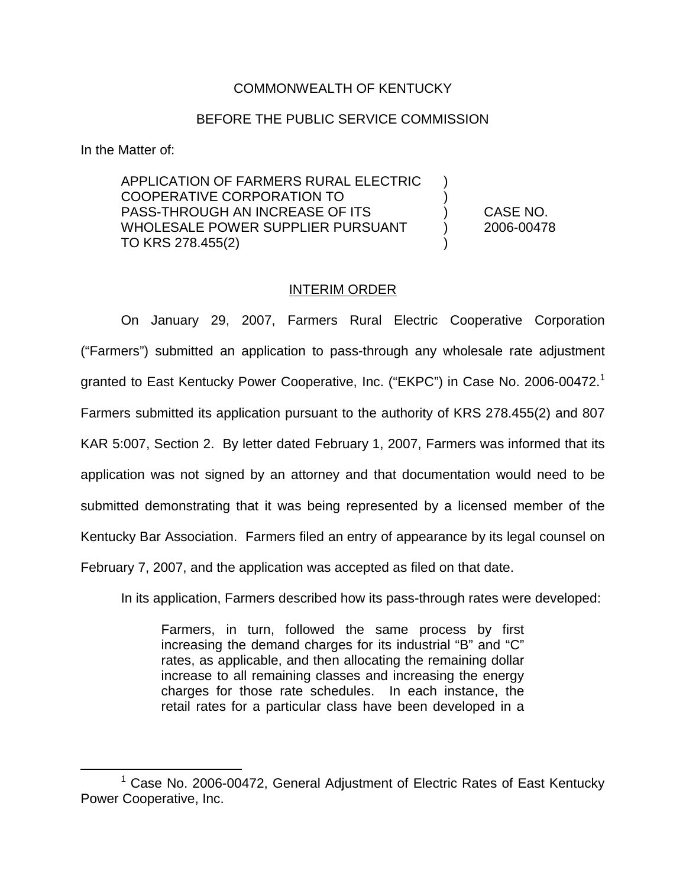COMMONWEALTH OF KENTUCKY

BEFORE THE PUBLIC SERVICE COMMISSION

In the Matter of:

| | | |
|---|---|---|
| APPLICATION OF FARMERS RURAL ELECTRIC COOPERATIVE CORPORATION TO PASS-THROUGH AN INCREASE OF ITS WHOLESALE POWER SUPPLIER PURSUANT TO KRS 278.455(2) | ) | CASE NO. 2006-00478 |

INTERIM ORDER

On January 29, 2007, Farmers Rural Electric Cooperative Corporation ("Farmers") submitted an application to pass-through any wholesale rate adjustment granted to East Kentucky Power Cooperative, Inc. ("EKPC") in Case No. 2006-00472.[1] Farmers submitted its application pursuant to the authority of KRS 278.455(2) and 807 KAR 5:007, Section 2. By letter dated February 1, 2007, Farmers was informed that its application was not signed by an attorney and that documentation would need to be submitted demonstrating that it was being represented by a licensed member of the Kentucky Bar Association. Farmers filed an entry of appearance by its legal counsel on February 7, 2007, and the application was accepted as filed on that date.

In its application, Farmers described how its pass-through rates were developed:

> Farmers, in turn, followed the same process by first increasing the demand charges for its industrial "B" and "C" rates, as applicable, and then allocating the remaining dollar increase to all remaining classes and increasing the energy charges for those rate schedules. In each instance, the retail rates for a particular class have been developed in a

[1] Case No. 2006-00472, General Adjustment of Electric Rates of East Kentucky Power Cooperative, Inc.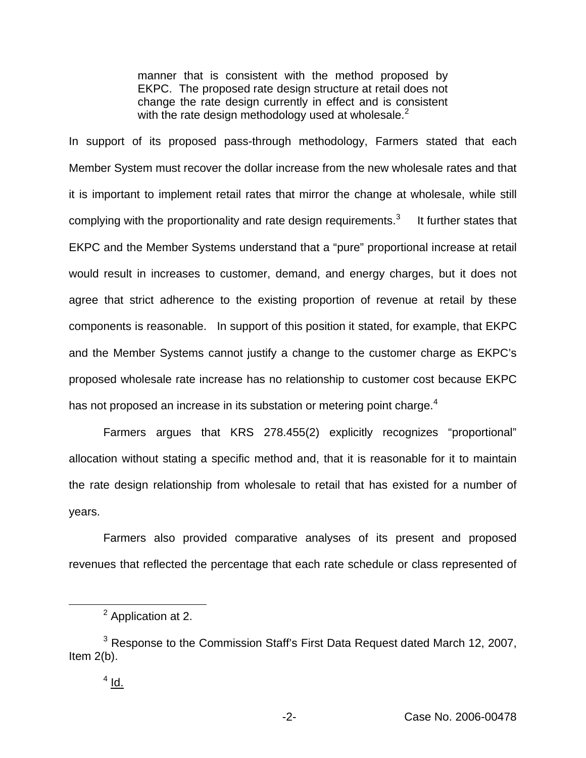> manner that is consistent with the method proposed by EKPC. The proposed rate design structure at retail does not change the rate design currently in effect and is consistent with the rate design methodology used at wholesale.[2]

In support of its proposed pass-through methodology, Farmers stated that each Member System must recover the dollar increase from the new wholesale rates and that it is important to implement retail rates that mirror the change at wholesale, while still complying with the proportionality and rate design requirements.[3] It further states that EKPC and the Member Systems understand that a "pure" proportional increase at retail would result in increases to customer, demand, and energy charges, but it does not agree that strict adherence to the existing proportion of revenue at retail by these components is reasonable. In support of this position it stated, for example, that EKPC and the Member Systems cannot justify a change to the customer charge as EKPC's proposed wholesale rate increase has no relationship to customer cost because EKPC has not proposed an increase in its substation or metering point charge.[4]

Farmers argues that KRS 278.455(2) explicitly recognizes "proportional" allocation without stating a specific method and, that it is reasonable for it to maintain the rate design relationship from wholesale to retail that has existed for a number of years.

Farmers also provided comparative analyses of its present and proposed revenues that reflected the percentage that each rate schedule or class represented of

---

[2] Application at 2.

[3] Response to the Commission Staff's First Data Request dated March 12, 2007, Item 2(b).

[4] Id.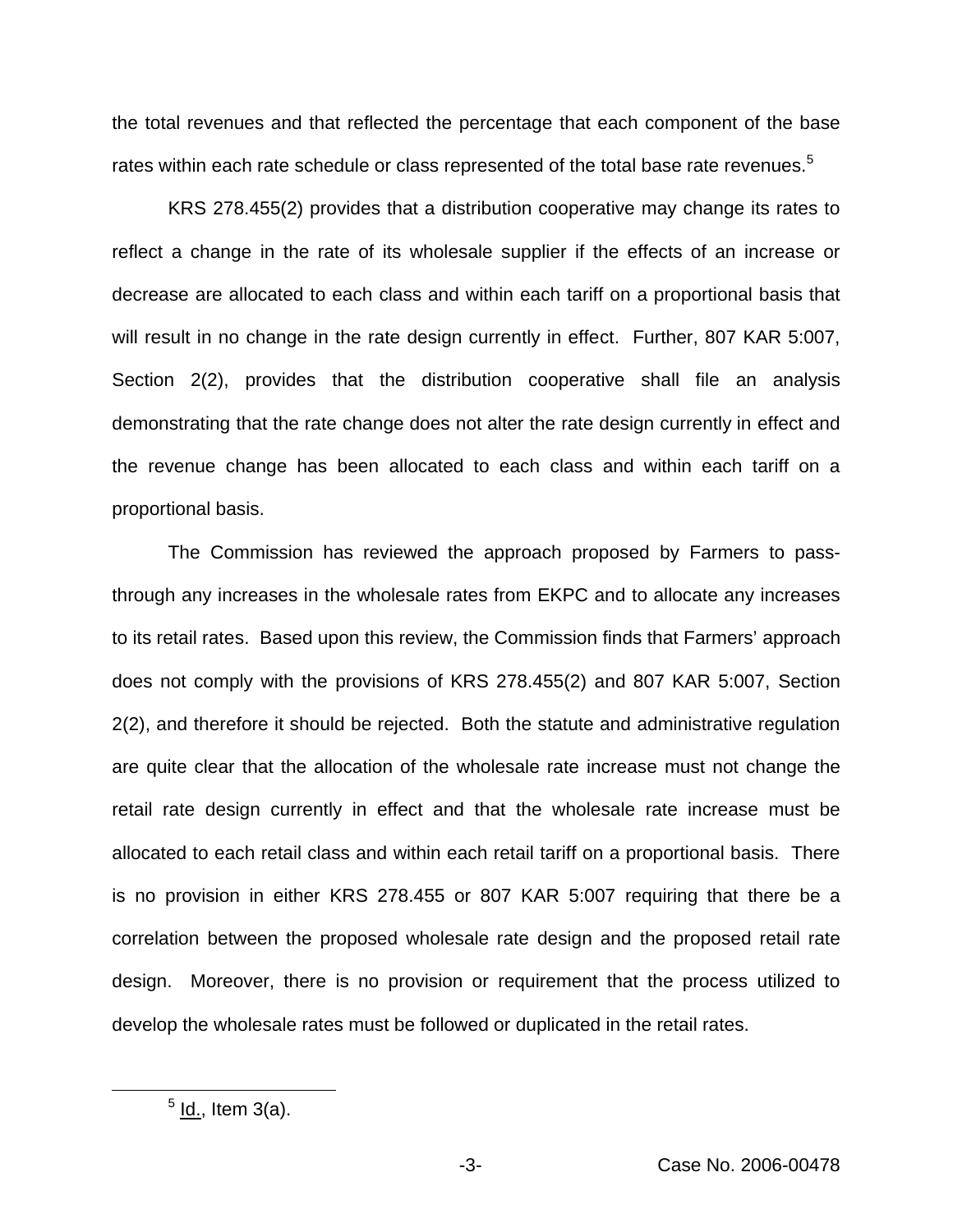the total revenues and that reflected the percentage that each component of the base rates within each rate schedule or class represented of the total base rate revenues.[5]

KRS 278.455(2) provides that a distribution cooperative may change its rates to reflect a change in the rate of its wholesale supplier if the effects of an increase or decrease are allocated to each class and within each tariff on a proportional basis that will result in no change in the rate design currently in effect. Further, 807 KAR 5:007, Section 2(2), provides that the distribution cooperative shall file an analysis demonstrating that the rate change does not alter the rate design currently in effect and the revenue change has been allocated to each class and within each tariff on a proportional basis.

The Commission has reviewed the approach proposed by Farmers to pass-through any increases in the wholesale rates from EKPC and to allocate any increases to its retail rates. Based upon this review, the Commission finds that Farmers' approach does not comply with the provisions of KRS 278.455(2) and 807 KAR 5:007, Section 2(2), and therefore it should be rejected. Both the statute and administrative regulation are quite clear that the allocation of the wholesale rate increase must not change the retail rate design currently in effect and that the wholesale rate increase must be allocated to each retail class and within each retail tariff on a proportional basis. There is no provision in either KRS 278.455 or 807 KAR 5:007 requiring that there be a correlation between the proposed wholesale rate design and the proposed retail rate design. Moreover, there is no provision or requirement that the process utilized to develop the wholesale rates must be followed or duplicated in the retail rates.

[5] Id., Item 3(a).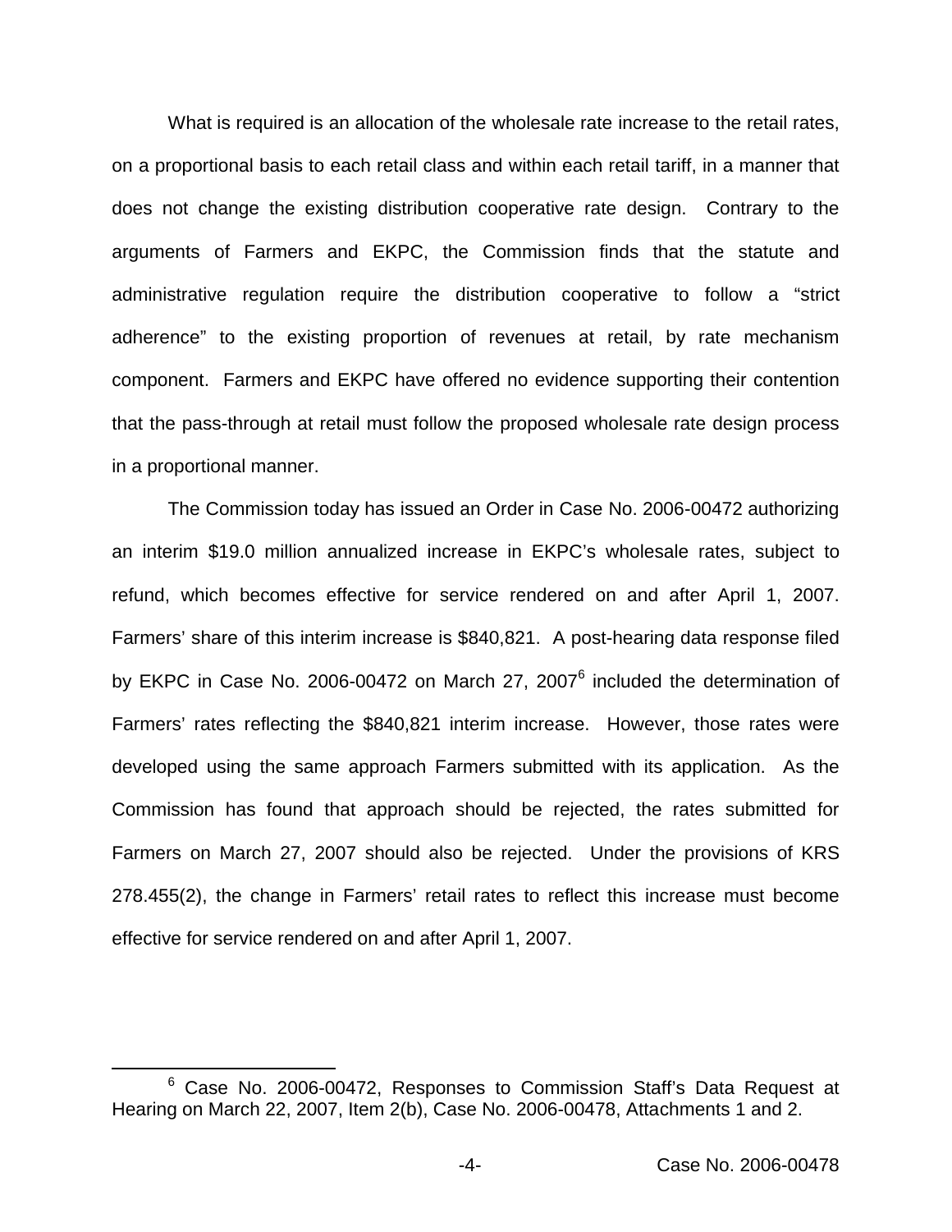What is required is an allocation of the wholesale rate increase to the retail rates, on a proportional basis to each retail class and within each retail tariff, in a manner that does not change the existing distribution cooperative rate design. Contrary to the arguments of Farmers and EKPC, the Commission finds that the statute and administrative regulation require the distribution cooperative to follow a "strict adherence" to the existing proportion of revenues at retail, by rate mechanism component. Farmers and EKPC have offered no evidence supporting their contention that the pass-through at retail must follow the proposed wholesale rate design process in a proportional manner.

The Commission today has issued an Order in Case No. 2006-00472 authorizing an interim $19.0 million annualized increase in EKPC's wholesale rates, subject to refund, which becomes effective for service rendered on and after April 1, 2007. Farmers' share of this interim increase is $840,821. A post-hearing data response filed by EKPC in Case No. 2006-00472 on March 27, 2007[6] included the determination of Farmers' rates reflecting the $840,821 interim increase. However, those rates were developed using the same approach Farmers submitted with its application. As the Commission has found that approach should be rejected, the rates submitted for Farmers on March 27, 2007 should also be rejected. Under the provisions of KRS 278.455(2), the change in Farmers' retail rates to reflect this increase must become effective for service rendered on and after April 1, 2007.

[6] Case No. 2006-00472, Responses to Commission Staff's Data Request at Hearing on March 22, 2007, Item 2(b), Case No. 2006-00478, Attachments 1 and 2.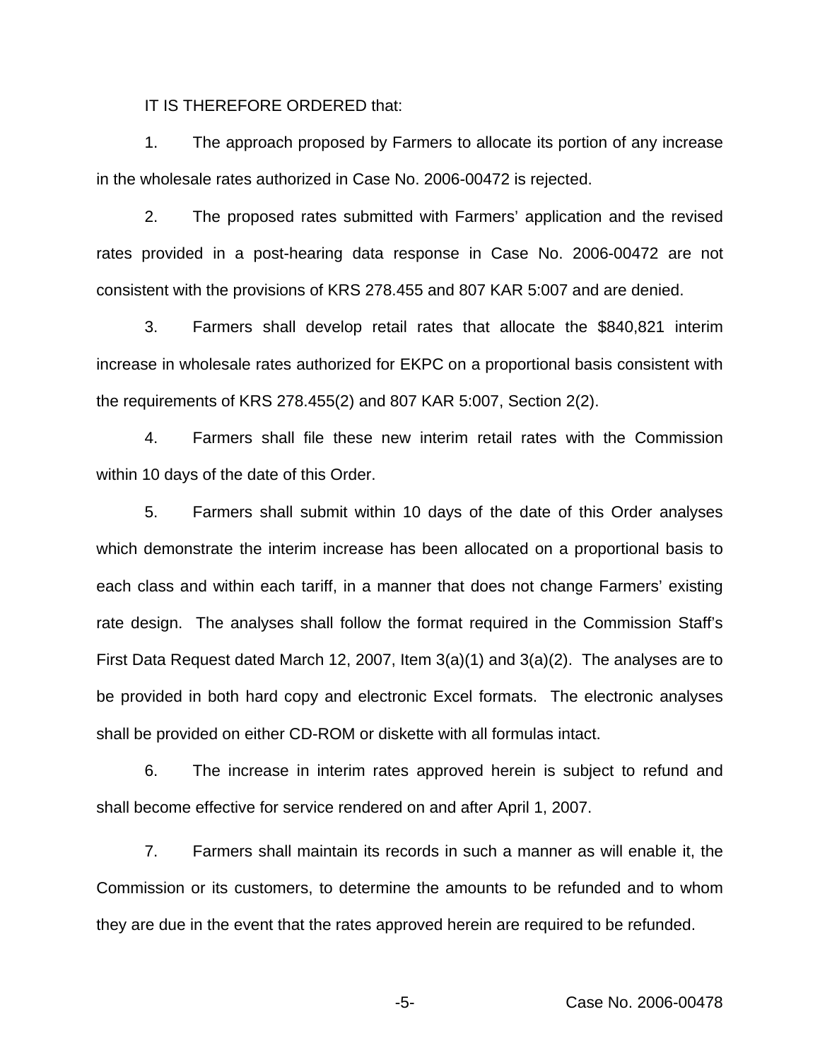IT IS THEREFORE ORDERED that:

1. The approach proposed by Farmers to allocate its portion of any increase in the wholesale rates authorized in Case No. 2006-00472 is rejected.

2. The proposed rates submitted with Farmers' application and the revised rates provided in a post-hearing data response in Case No. 2006-00472 are not consistent with the provisions of KRS 278.455 and 807 KAR 5:007 and are denied.

3. Farmers shall develop retail rates that allocate the $840,821 interim increase in wholesale rates authorized for EKPC on a proportional basis consistent with the requirements of KRS 278.455(2) and 807 KAR 5:007, Section 2(2).

4. Farmers shall file these new interim retail rates with the Commission within 10 days of the date of this Order.

5. Farmers shall submit within 10 days of the date of this Order analyses which demonstrate the interim increase has been allocated on a proportional basis to each class and within each tariff, in a manner that does not change Farmers' existing rate design. The analyses shall follow the format required in the Commission Staff's First Data Request dated March 12, 2007, Item 3(a)(1) and 3(a)(2). The analyses are to be provided in both hard copy and electronic Excel formats. The electronic analyses shall be provided on either CD-ROM or diskette with all formulas intact.

6. The increase in interim rates approved herein is subject to refund and shall become effective for service rendered on and after April 1, 2007.

7. Farmers shall maintain its records in such a manner as will enable it, the Commission or its customers, to determine the amounts to be refunded and to whom they are due in the event that the rates approved herein are required to be refunded.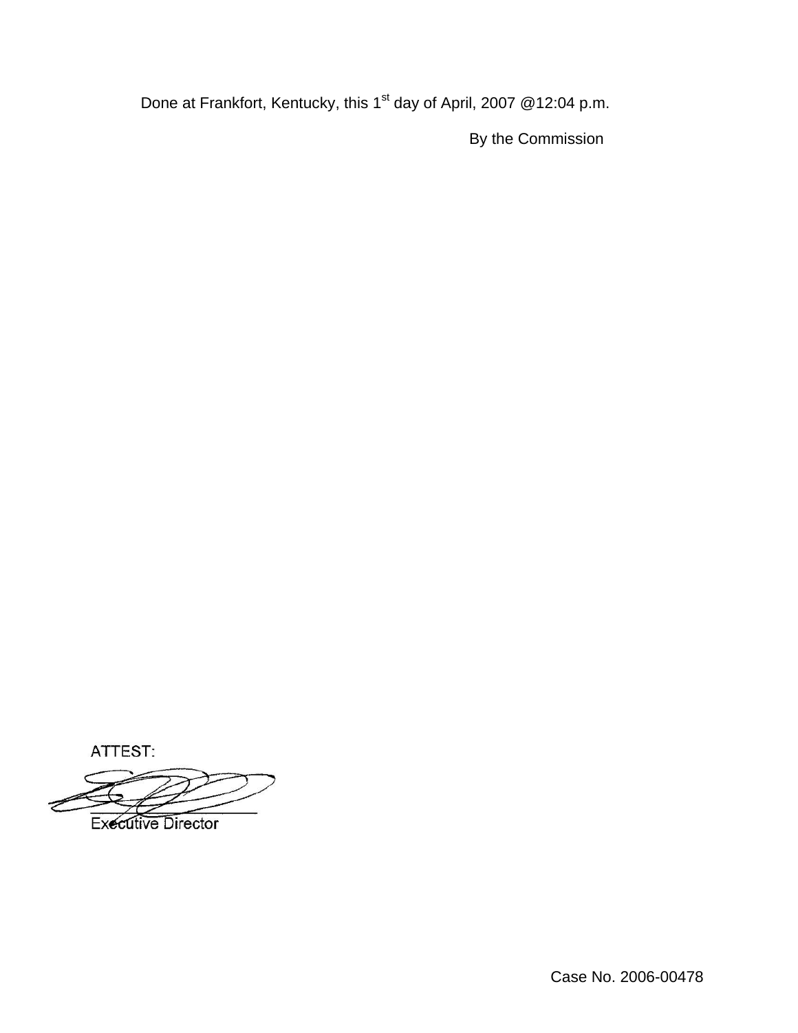Done at Frankfort, Kentucky, this 1st day of April, 2007 @12:04 p.m.

By the Commission

ATTEST:

Executive Director

Case No. 2006-00478